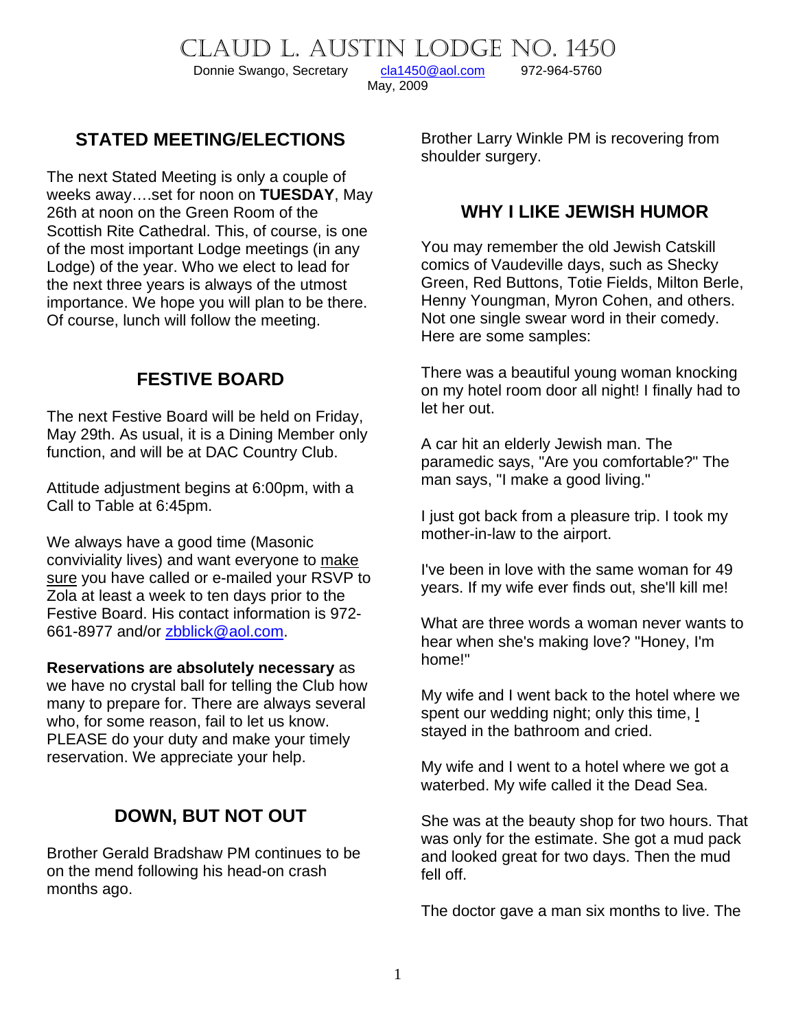# CLAUD L. AUSTIN LODGE NO. 1450

Donnie Swango, Secretary cla1450@aol.com 972-964-5760

May, 2009

## STATED MEETING/ELECTIONS

The next Stated Meeting is only a couple of weeks away….set for noon on **TUESDAY**, May 26th at noon on the Green Room of the Scottish Rite Cathedral. This, of course, is one of the most important Lodge meetings (in any Lodge) of the year. Who we elect to lead for the next three years is always of the utmost importance. We hope you will plan to be there. Of course, lunch will follow the meeting.

## FESTIVE BOARD

The next Festive Board will be held on Friday, May 29th. As usual, it is a Dining Member only function, and will be at DAC Country Club.

Attitude adjustment begins at 6:00pm, with a Call to Table at 6:45pm.

We always have a good time (Masonic conviviality lives) and want everyone to make sure you have called or e-mailed your RSVP to Zola at least a week to ten days prior to the Festive Board. His contact information is 972-661-8977 and/or zbblick@aol.com.

**Reservations are absolutely necessary** as we have no crystal ball for telling the Club how many to prepare for. There are always several who, for some reason, fail to let us know. PLEASE do your duty and make your timely reservation. We appreciate your help.

## DOWN, BUT NOT OUT

Brother Gerald Bradshaw PM continues to be on the mend following his head-on crash months ago.

Brother Larry Winkle PM is recovering from shoulder surgery.

## WHY I LIKE JEWISH HUMOR

You may remember the old Jewish Catskill comics of Vaudeville days, such as Shecky Green, Red Buttons, Totie Fields, Milton Berle, Henny Youngman, Myron Cohen, and others. Not one single swear word in their comedy. Here are some samples:

There was a beautiful young woman knocking on my hotel room door all night! I finally had to let her out.

A car hit an elderly Jewish man. The paramedic says, "Are you comfortable?" The man says, "I make a good living."

I just got back from a pleasure trip. I took my mother-in-law to the airport.

I've been in love with the same woman for 49 years. If my wife ever finds out, she'll kill me!

What are three words a woman never wants to hear when she's making love? "Honey, I'm home!"

My wife and I went back to the hotel where we spent our wedding night; only this time, I stayed in the bathroom and cried.

My wife and I went to a hotel where we got a waterbed. My wife called it the Dead Sea.

She was at the beauty shop for two hours. That was only for the estimate. She got a mud pack and looked great for two days. Then the mud fell off.

The doctor gave a man six months to live. The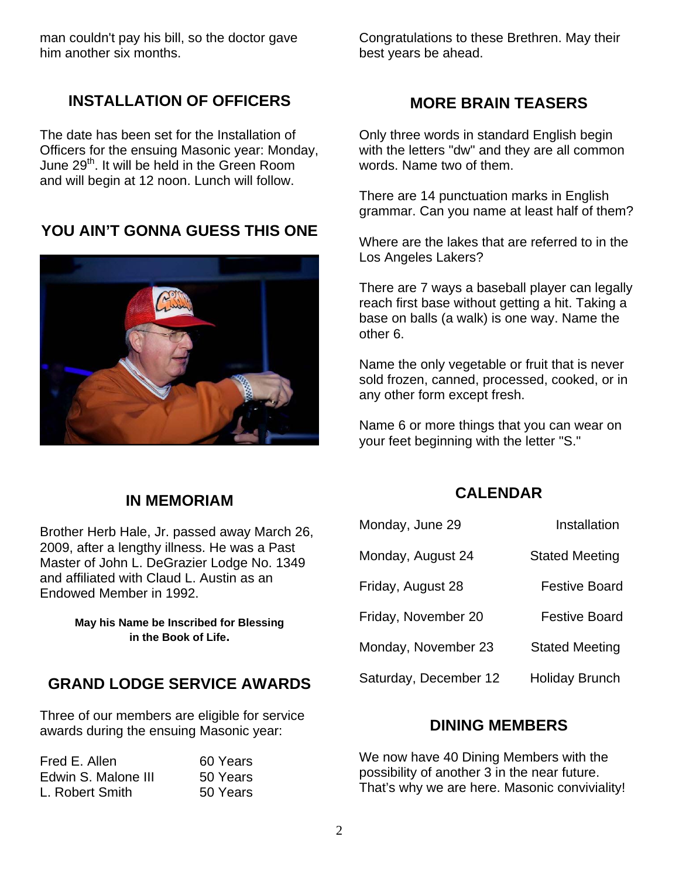man couldn't pay his bill, so the doctor gave him another six months.

## INSTALLATION OF OFFICERS

The date has been set for the Installation of Officers for the ensuing Masonic year: Monday, June 29th. It will be held in the Green Room and will begin at 12 noon. Lunch will follow.

## YOU AIN'T GONNA GUESS THIS ONE

## IN MEMORIAM

Brother Herb Hale, Jr. passed away March 26, 2009, after a lengthy illness. He was a Past Master of John L. DeGrazier Lodge No. 1349 and affiliated with Claud L. Austin as an Endowed Member in 1992.

**May his Name be Inscribed for Blessing in the Book of Life.**

## GRAND LODGE SERVICE AWARDS

Three of our members are eligible for service awards during the ensuing Masonic year:

| | |
|---|---|
| Fred E. Allen | 60 Years |
| Edwin S. Malone III | 50 Years |
| L. Robert Smith | 50 Years |

Congratulations to these Brethren. May their best years be ahead.

## MORE BRAIN TEASERS

Only three words in standard English begin with the letters "dw" and they are all common words. Name two of them.

There are 14 punctuation marks in English grammar. Can you name at least half of them?

Where are the lakes that are referred to in the Los Angeles Lakers?

There are 7 ways a baseball player can legally reach first base without getting a hit. Taking a base on balls (a walk) is one way. Name the other 6.

Name the only vegetable or fruit that is never sold frozen, canned, processed, cooked, or in any other form except fresh.

Name 6 or more things that you can wear on your feet beginning with the letter "S."

## CALENDAR

| | |
|---|---|
| Monday, June 29 | Installation |
| Monday, August 24 | Stated Meeting |
| Friday, August 28 | Festive Board |
| Friday, November 20 | Festive Board |
| Monday, November 23 | Stated Meeting |
| Saturday, December 12 | Holiday Brunch |

## DINING MEMBERS

We now have 40 Dining Members with the possibility of another 3 in the near future. That's why we are here. Masonic conviviality!